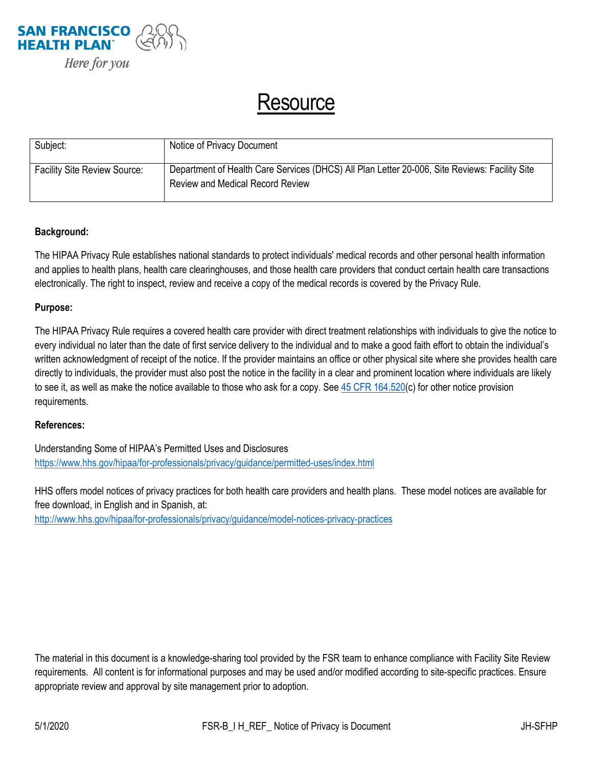SAN FRANCISCO HEALTH PLAN

*Here for you*

# Resource

| Subject: | Notice of Privacy Document |
|---|---|
| Facility Site Review Source: | Department of Health Care Services (DHCS) All Plan Letter 20-006, Site Reviews: Facility Site Review and Medical Record Review |

**Background:**

The HIPAA Privacy Rule establishes national standards to protect individuals' medical records and other personal health information and applies to health plans, health care clearinghouses, and those health care providers that conduct certain health care transactions electronically. The right to inspect, review and receive a copy of the medical records is covered by the Privacy Rule.

**Purpose:**

The HIPAA Privacy Rule requires a covered health care provider with direct treatment relationships with individuals to give the notice to every individual no later than the date of first service delivery to the individual and to make a good faith effort to obtain the individual's written acknowledgment of receipt of the notice. If the provider maintains an office or other physical site where she provides health care directly to individuals, the provider must also post the notice in the facility in a clear and prominent location where individuals are likely to see it, as well as make the notice available to those who ask for a copy. See 45 CFR 164.520(c) for other notice provision requirements.

**References:**

Understanding Some of HIPAA's Permitted Uses and Disclosures
https://www.hhs.gov/hipaa/for-professionals/privacy/guidance/permitted-uses/index.html

HHS offers model notices of privacy practices for both health care providers and health plans. These model notices are available for free download, in English and in Spanish, at:
http://www.hhs.gov/hipaa/for-professionals/privacy/guidance/model-notices-privacy-practices

The material in this document is a knowledge-sharing tool provided by the FSR team to enhance compliance with Facility Site Review requirements. All content is for informational purposes and may be used and/or modified according to site-specific practices. Ensure appropriate review and approval by site management prior to adoption.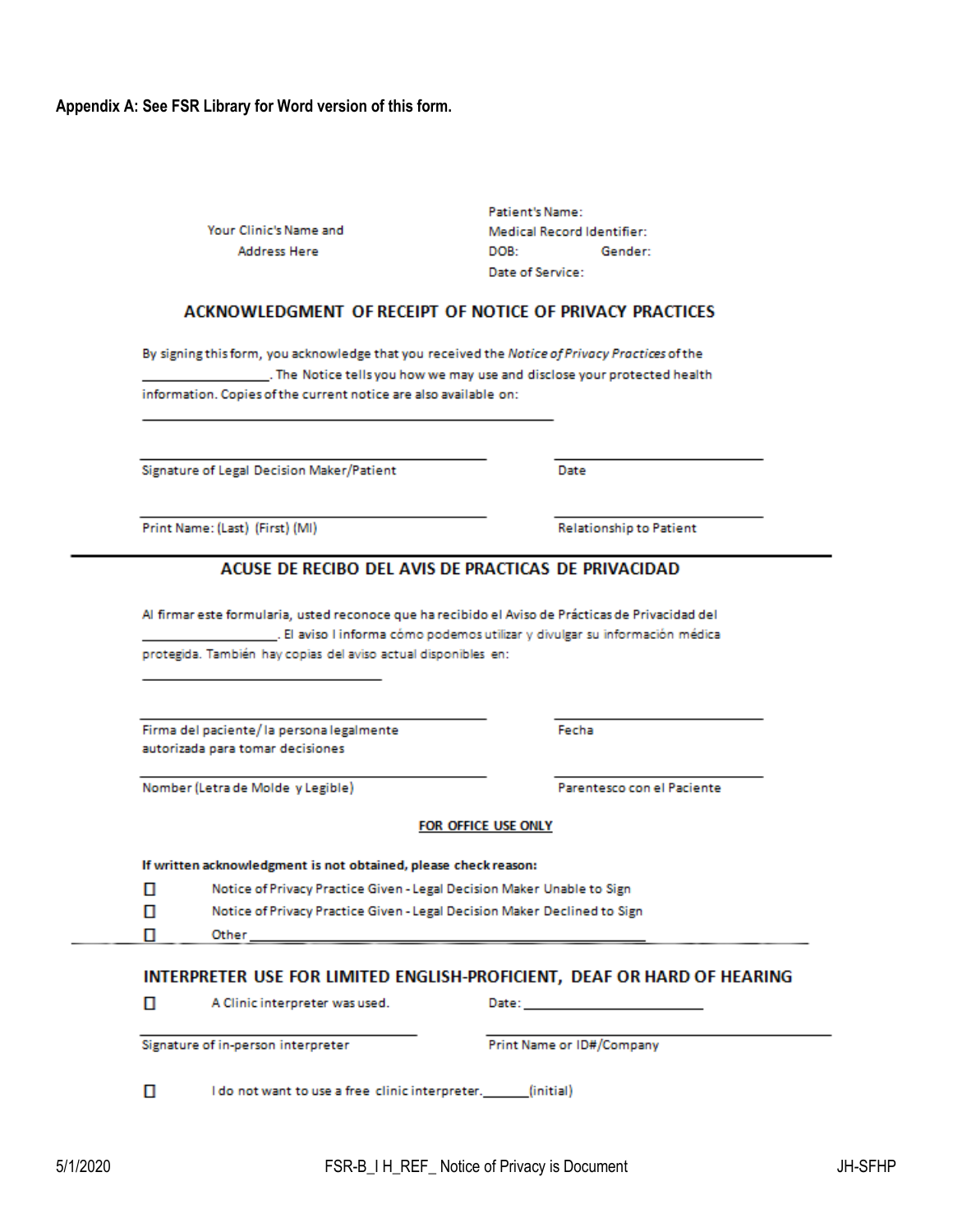**Appendix A: See FSR Library for Word version of this form.**

Your Clinic's Name and
Address Here

Patient's Name:
Medical Record Identifier:
DOB: Gender:
Date of Service:

## ACKNOWLEDGMENT OF RECEIPT OF NOTICE OF PRIVACY PRACTICES

By signing this form, you acknowledge that you received the *Notice of Privacy Practices* of the _________________. The Notice tells you how we may use and disclose your protected health information. Copies of the current notice are also available on:

_____________________________________________________

| | |
|---|---|
| Signature of Legal Decision Maker/Patient | Date |
| Print Name: (Last) (First) (MI) | Relationship to Patient |

## ACUSE DE RECIBO DEL AVIS DE PRACTICAS DE PRIVACIDAD

Al firmar este formularia, usted reconoce que ha recibido el Aviso de Prácticas de Privacidad del __________________. El aviso l informa cómo podemos utilizar y divulgar su información médica protegida. También hay copias del aviso actual disponibles en:

________________________________

| | |
|---|---|
| Firma del paciente/ la persona legalmente autorizada para tomar decisiones | Fecha |
| Nomber (Letra de Molde y Legible) | Parentesco con el Paciente |

**FOR OFFICE USE ONLY**

**If written acknowledgment is not obtained, please check reason:**

- ☐ Notice of Privacy Practice Given - Legal Decision Maker Unable to Sign
- ☐ Notice of Privacy Practice Given - Legal Decision Maker Declined to Sign
- ☐ Other ________________________________________________

## INTERPRETER USE FOR LIMITED ENGLISH-PROFICIENT, DEAF OR HARD OF HEARING

☐ A Clinic interpreter was used. Date: ________________________

| | |
|---|---|
| Signature of in-person interpreter | Print Name or ID#/Company |

☐ I do not want to use a free clinic interpreter.______(initial)

5/1/2020 FSR-B_I H_REF_ Notice of Privacy is Document JH-SFHP